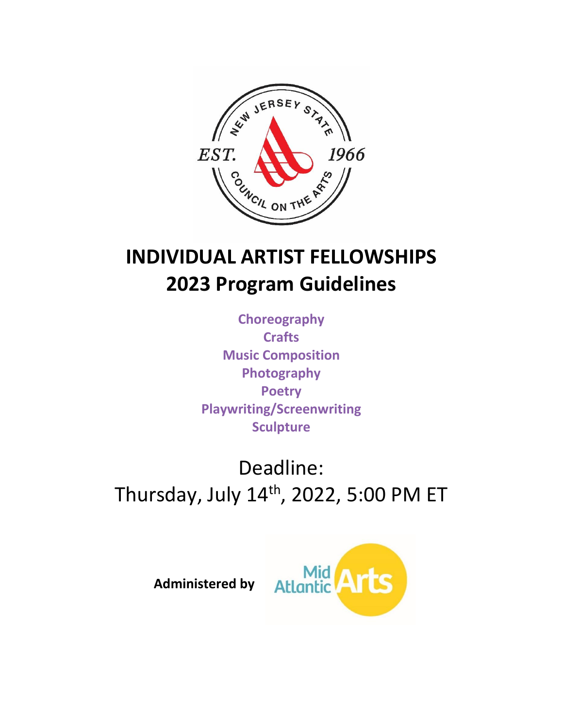# INDIVIDUAL ARTIST FELLOWSHIPS
# 2023 Program Guidelines

**Choreography**
**Crafts**
**Music Composition**
**Photography**
**Poetry**
**Playwriting/Screenwriting**
**Sculpture**

Deadline:
Thursday, July 14th, 2022, 5:00 PM ET

**Administered by**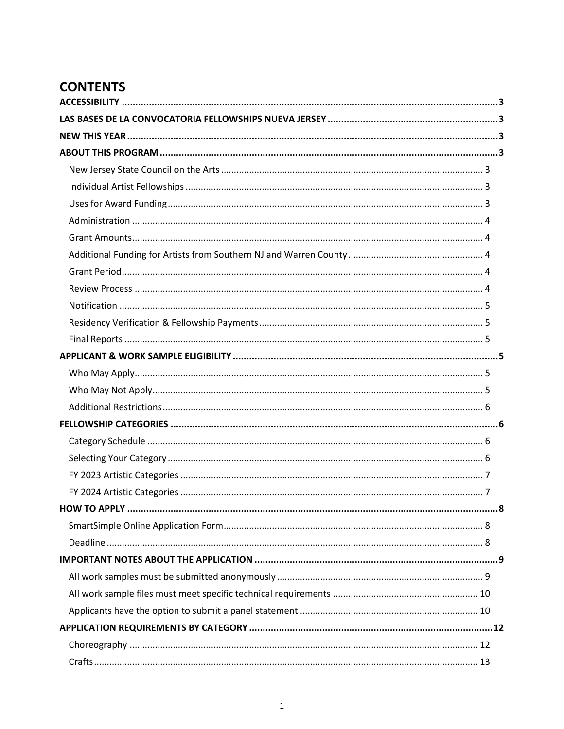# CONTENTS

**ACCESSIBILITY** ..... **3**

**LAS BASES DE LA CONVOCATORIA FELLOWSHIPS NUEVA JERSEY** ..... **3**

**NEW THIS YEAR** ..... **3**

**ABOUT THIS PROGRAM** ..... **3**

- New Jersey State Council on the Arts ..... 3
- Individual Artist Fellowships ..... 3
- Uses for Award Funding ..... 3
- Administration ..... 4
- Grant Amounts ..... 4
- Additional Funding for Artists from Southern NJ and Warren County ..... 4
- Grant Period ..... 4
- Review Process ..... 4
- Notification ..... 5
- Residency Verification & Fellowship Payments ..... 5
- Final Reports ..... 5

**APPLICANT & WORK SAMPLE ELIGIBILITY** ..... **5**

- Who May Apply ..... 5
- Who May Not Apply ..... 5
- Additional Restrictions ..... 6

**FELLOWSHIP CATEGORIES** ..... **6**

- Category Schedule ..... 6
- Selecting Your Category ..... 6
- FY 2023 Artistic Categories ..... 7
- FY 2024 Artistic Categories ..... 7

**HOW TO APPLY** ..... **8**

- SmartSimple Online Application Form ..... 8
- Deadline ..... 8

**IMPORTANT NOTES ABOUT THE APPLICATION** ..... **9**

- All work samples must be submitted anonymously ..... 9
- All work sample files must meet specific technical requirements ..... 10
- Applicants have the option to submit a panel statement ..... 10

**APPLICATION REQUIREMENTS BY CATEGORY** ..... **12**

- Choreography ..... 12
- Crafts ..... 13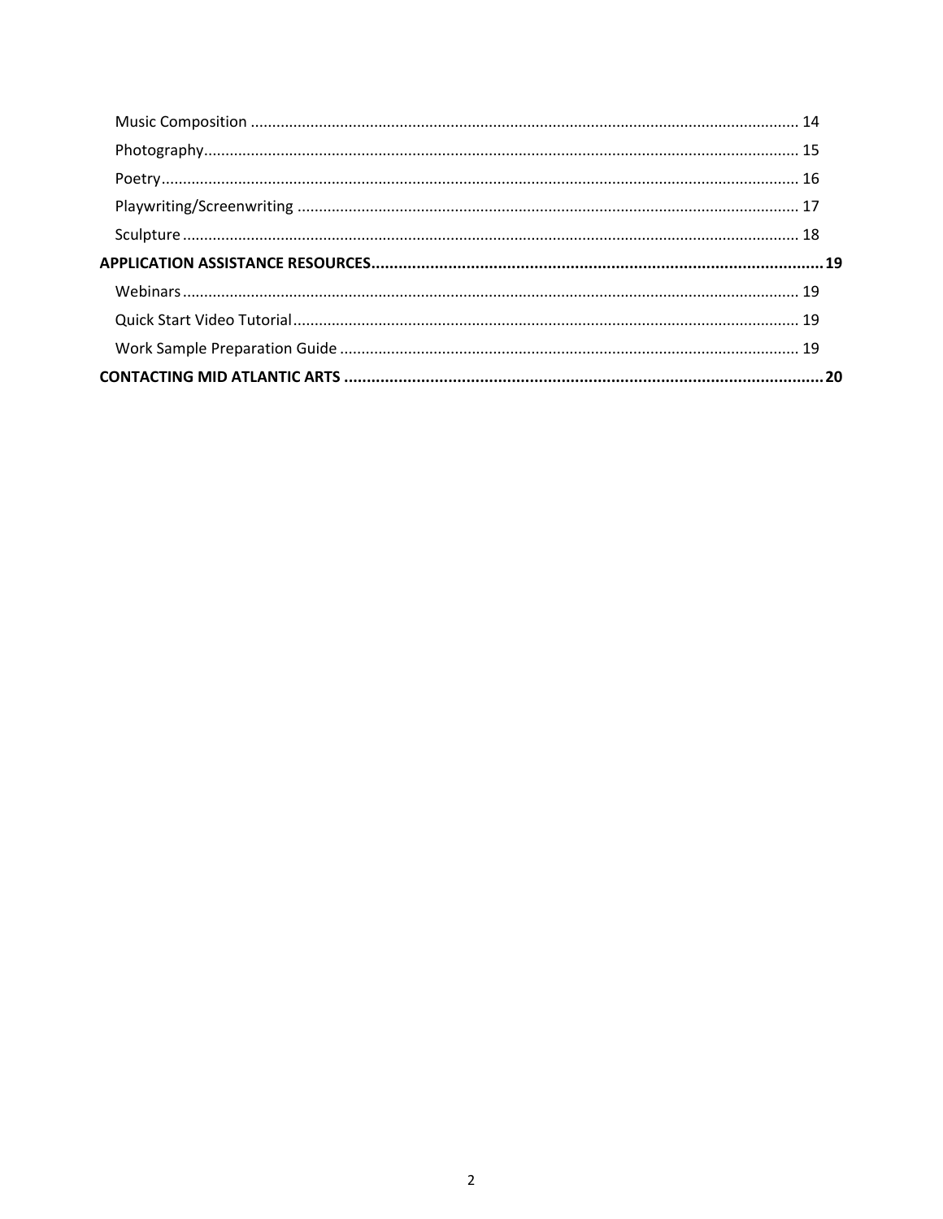- Music Composition ........ 14
- Photography ........ 15
- Poetry ........ 16
- Playwriting/Screenwriting ........ 17
- Sculpture ........ 18

**APPLICATION ASSISTANCE RESOURCES ........ 19**

- Webinars ........ 19
- Quick Start Video Tutorial ........ 19
- Work Sample Preparation Guide ........ 19

**CONTACTING MID ATLANTIC ARTS ........ 20**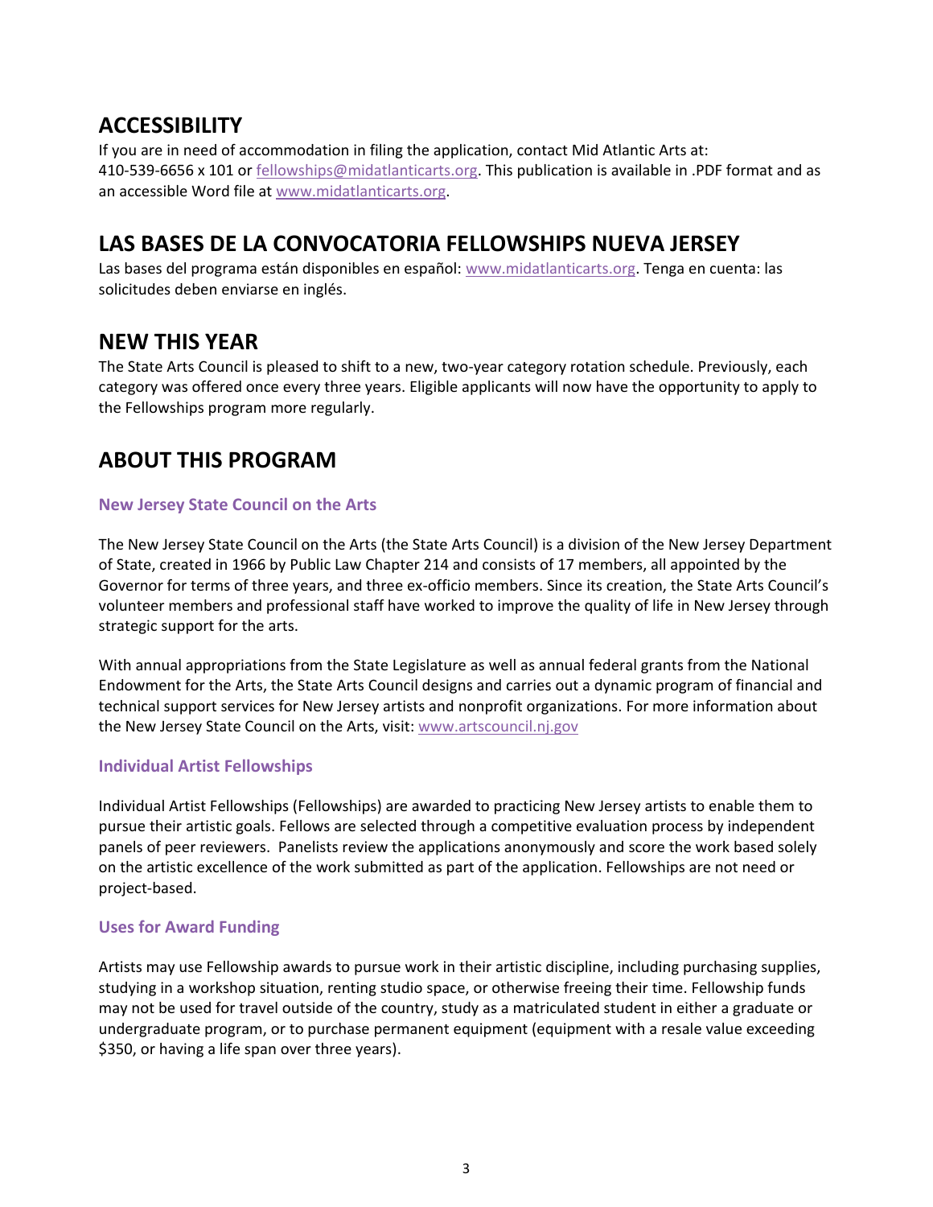## ACCESSIBILITY

If you are in need of accommodation in filing the application, contact Mid Atlantic Arts at: 410-539-6656 x 101 or fellowships@midatlanticarts.org. This publication is available in .PDF format and as an accessible Word file at www.midatlanticarts.org.

## LAS BASES DE LA CONVOCATORIA FELLOWSHIPS NUEVA JERSEY

Las bases del programa están disponibles en español: www.midatlanticarts.org. Tenga en cuenta: las solicitudes deben enviarse en inglés.

## NEW THIS YEAR

The State Arts Council is pleased to shift to a new, two-year category rotation schedule. Previously, each category was offered once every three years. Eligible applicants will now have the opportunity to apply to the Fellowships program more regularly.

## ABOUT THIS PROGRAM

### New Jersey State Council on the Arts

The New Jersey State Council on the Arts (the State Arts Council) is a division of the New Jersey Department of State, created in 1966 by Public Law Chapter 214 and consists of 17 members, all appointed by the Governor for terms of three years, and three ex-officio members. Since its creation, the State Arts Council's volunteer members and professional staff have worked to improve the quality of life in New Jersey through strategic support for the arts.

With annual appropriations from the State Legislature as well as annual federal grants from the National Endowment for the Arts, the State Arts Council designs and carries out a dynamic program of financial and technical support services for New Jersey artists and nonprofit organizations. For more information about the New Jersey State Council on the Arts, visit: www.artscouncil.nj.gov

### Individual Artist Fellowships

Individual Artist Fellowships (Fellowships) are awarded to practicing New Jersey artists to enable them to pursue their artistic goals. Fellows are selected through a competitive evaluation process by independent panels of peer reviewers. Panelists review the applications anonymously and score the work based solely on the artistic excellence of the work submitted as part of the application. Fellowships are not need or project-based.

### Uses for Award Funding

Artists may use Fellowship awards to pursue work in their artistic discipline, including purchasing supplies, studying in a workshop situation, renting studio space, or otherwise freeing their time. Fellowship funds may not be used for travel outside of the country, study as a matriculated student in either a graduate or undergraduate program, or to purchase permanent equipment (equipment with a resale value exceeding $350, or having a life span over three years).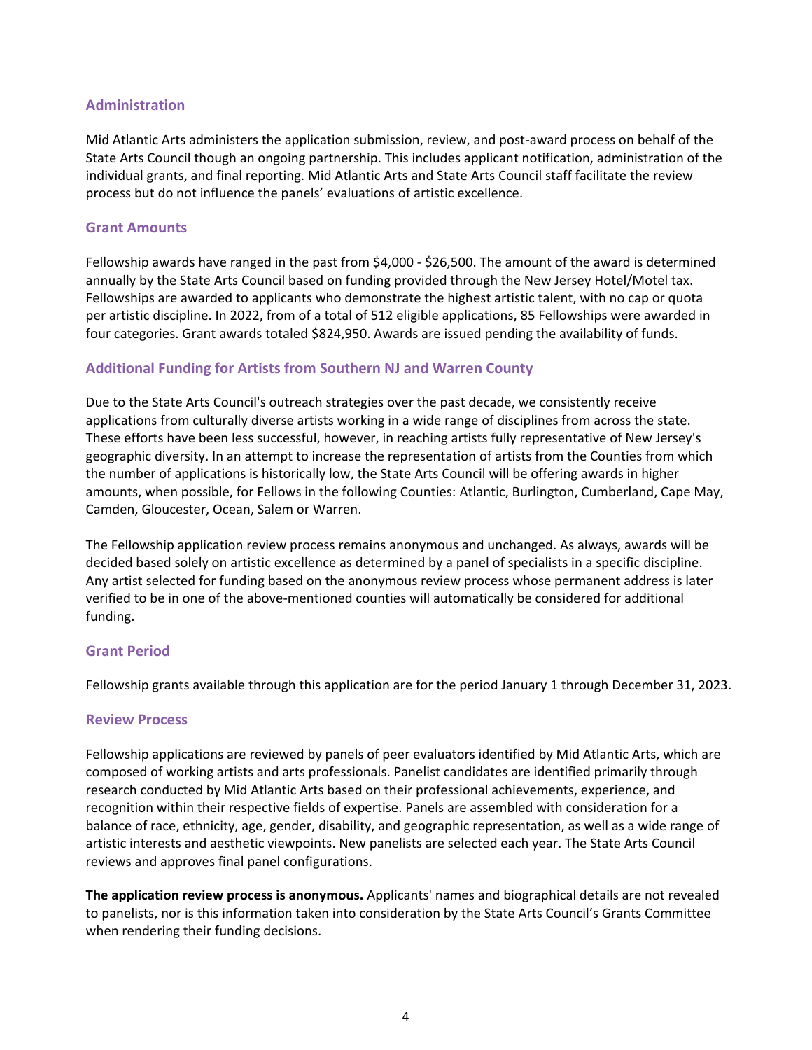## Administration

Mid Atlantic Arts administers the application submission, review, and post-award process on behalf of the State Arts Council though an ongoing partnership. This includes applicant notification, administration of the individual grants, and final reporting. Mid Atlantic Arts and State Arts Council staff facilitate the review process but do not influence the panels' evaluations of artistic excellence.

## Grant Amounts

Fellowship awards have ranged in the past from $4,000 - $26,500. The amount of the award is determined annually by the State Arts Council based on funding provided through the New Jersey Hotel/Motel tax. Fellowships are awarded to applicants who demonstrate the highest artistic talent, with no cap or quota per artistic discipline. In 2022, from of a total of 512 eligible applications, 85 Fellowships were awarded in four categories. Grant awards totaled $824,950. Awards are issued pending the availability of funds.

## Additional Funding for Artists from Southern NJ and Warren County

Due to the State Arts Council's outreach strategies over the past decade, we consistently receive applications from culturally diverse artists working in a wide range of disciplines from across the state. These efforts have been less successful, however, in reaching artists fully representative of New Jersey's geographic diversity. In an attempt to increase the representation of artists from the Counties from which the number of applications is historically low, the State Arts Council will be offering awards in higher amounts, when possible, for Fellows in the following Counties: Atlantic, Burlington, Cumberland, Cape May, Camden, Gloucester, Ocean, Salem or Warren.

The Fellowship application review process remains anonymous and unchanged. As always, awards will be decided based solely on artistic excellence as determined by a panel of specialists in a specific discipline. Any artist selected for funding based on the anonymous review process whose permanent address is later verified to be in one of the above-mentioned counties will automatically be considered for additional funding.

## Grant Period

Fellowship grants available through this application are for the period January 1 through December 31, 2023.

## Review Process

Fellowship applications are reviewed by panels of peer evaluators identified by Mid Atlantic Arts, which are composed of working artists and arts professionals. Panelist candidates are identified primarily through research conducted by Mid Atlantic Arts based on their professional achievements, experience, and recognition within their respective fields of expertise. Panels are assembled with consideration for a balance of race, ethnicity, age, gender, disability, and geographic representation, as well as a wide range of artistic interests and aesthetic viewpoints. New panelists are selected each year. The State Arts Council reviews and approves final panel configurations.

**The application review process is anonymous.** Applicants' names and biographical details are not revealed to panelists, nor is this information taken into consideration by the State Arts Council's Grants Committee when rendering their funding decisions.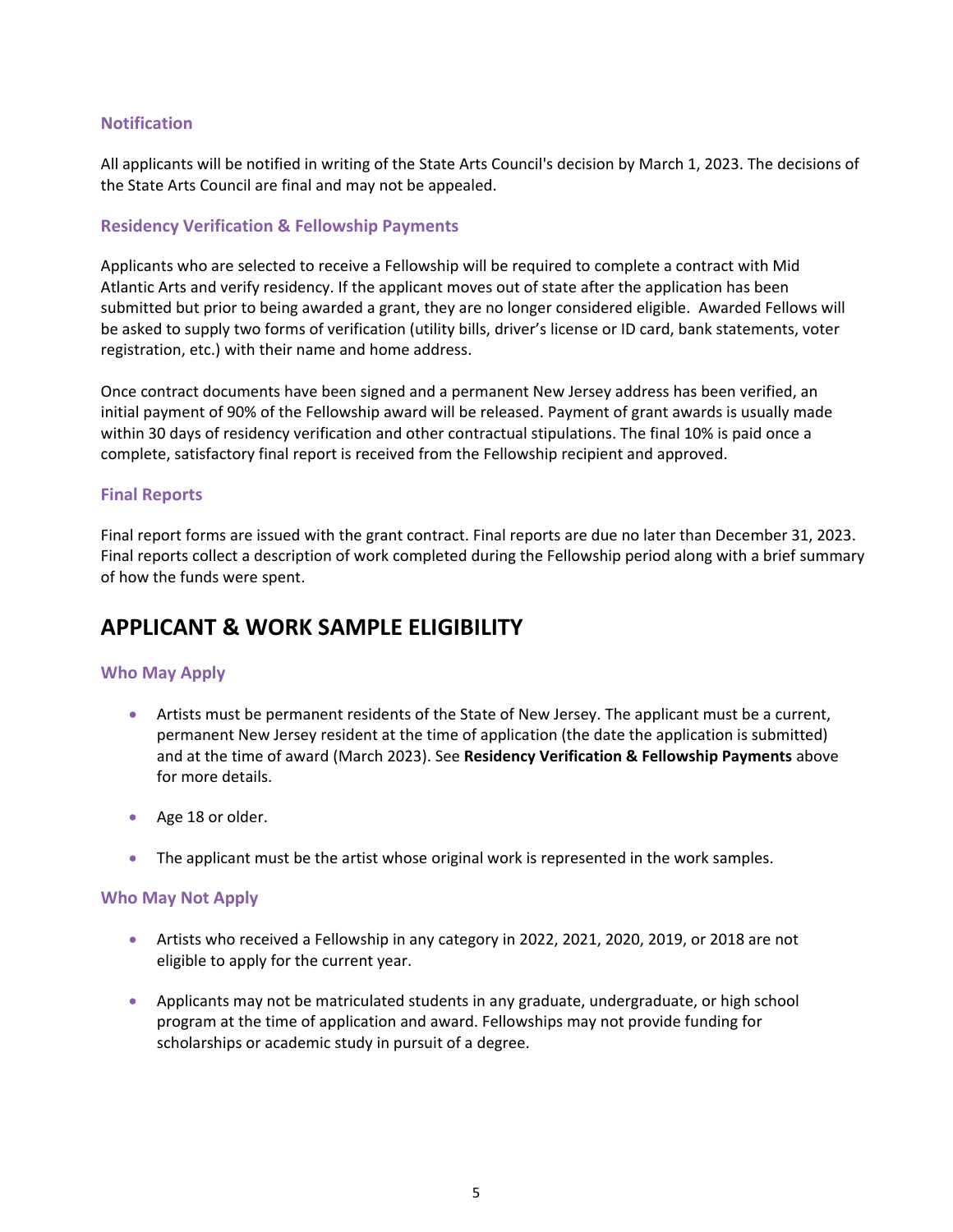### Notification

All applicants will be notified in writing of the State Arts Council's decision by March 1, 2023. The decisions of the State Arts Council are final and may not be appealed.

### Residency Verification & Fellowship Payments

Applicants who are selected to receive a Fellowship will be required to complete a contract with Mid Atlantic Arts and verify residency. If the applicant moves out of state after the application has been submitted but prior to being awarded a grant, they are no longer considered eligible. Awarded Fellows will be asked to supply two forms of verification (utility bills, driver's license or ID card, bank statements, voter registration, etc.) with their name and home address.

Once contract documents have been signed and a permanent New Jersey address has been verified, an initial payment of 90% of the Fellowship award will be released. Payment of grant awards is usually made within 30 days of residency verification and other contractual stipulations. The final 10% is paid once a complete, satisfactory final report is received from the Fellowship recipient and approved.

### Final Reports

Final report forms are issued with the grant contract. Final reports are due no later than December 31, 2023. Final reports collect a description of work completed during the Fellowship period along with a brief summary of how the funds were spent.

## APPLICANT & WORK SAMPLE ELIGIBILITY

### Who May Apply

- Artists must be permanent residents of the State of New Jersey. The applicant must be a current, permanent New Jersey resident at the time of application (the date the application is submitted) and at the time of award (March 2023). See **Residency Verification & Fellowship Payments** above for more details.
- Age 18 or older.
- The applicant must be the artist whose original work is represented in the work samples.

### Who May Not Apply

- Artists who received a Fellowship in any category in 2022, 2021, 2020, 2019, or 2018 are not eligible to apply for the current year.
- Applicants may not be matriculated students in any graduate, undergraduate, or high school program at the time of application and award. Fellowships may not provide funding for scholarships or academic study in pursuit of a degree.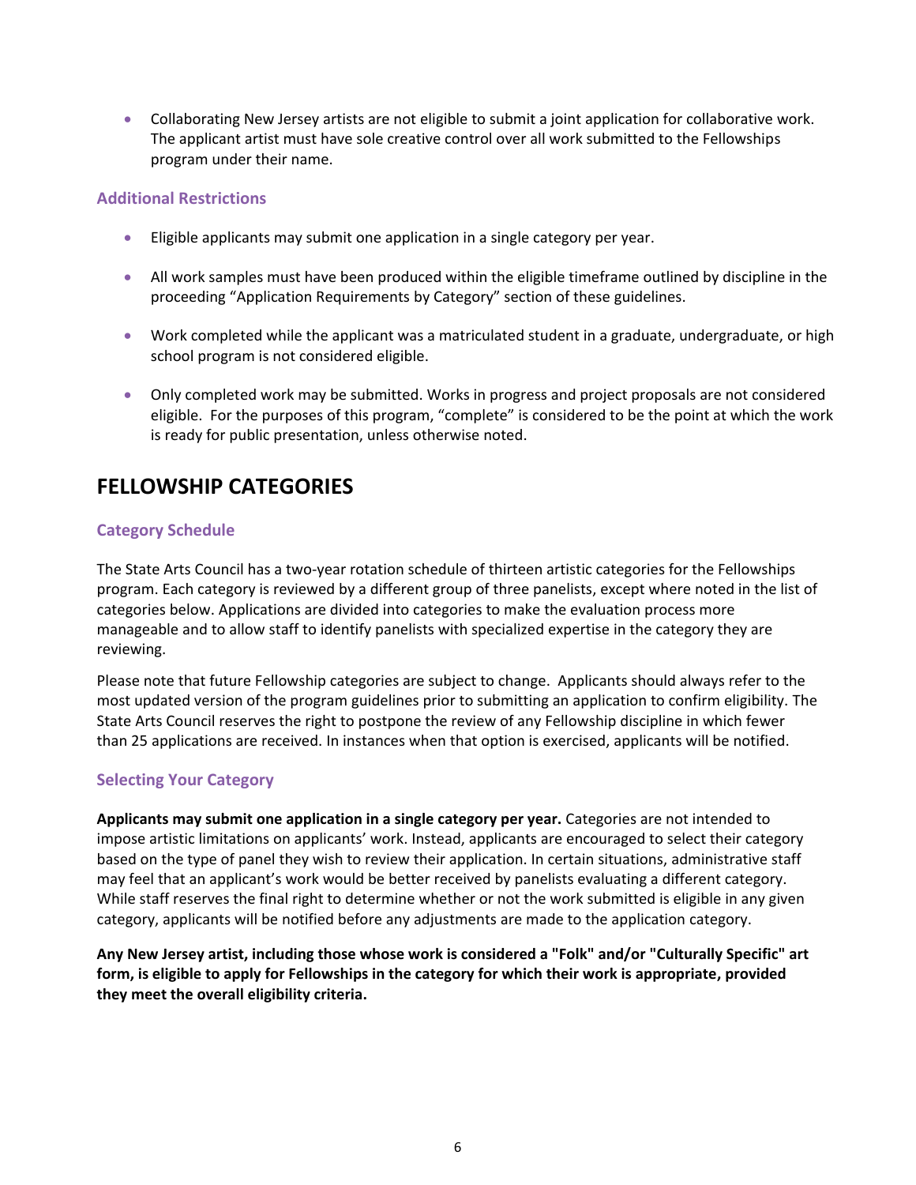- Collaborating New Jersey artists are not eligible to submit a joint application for collaborative work. The applicant artist must have sole creative control over all work submitted to the Fellowships program under their name.

### Additional Restrictions

- Eligible applicants may submit one application in a single category per year.
- All work samples must have been produced within the eligible timeframe outlined by discipline in the proceeding "Application Requirements by Category" section of these guidelines.
- Work completed while the applicant was a matriculated student in a graduate, undergraduate, or high school program is not considered eligible.
- Only completed work may be submitted. Works in progress and project proposals are not considered eligible. For the purposes of this program, "complete" is considered to be the point at which the work is ready for public presentation, unless otherwise noted.

## FELLOWSHIP CATEGORIES

### Category Schedule

The State Arts Council has a two-year rotation schedule of thirteen artistic categories for the Fellowships program. Each category is reviewed by a different group of three panelists, except where noted in the list of categories below. Applications are divided into categories to make the evaluation process more manageable and to allow staff to identify panelists with specialized expertise in the category they are reviewing.

Please note that future Fellowship categories are subject to change. Applicants should always refer to the most updated version of the program guidelines prior to submitting an application to confirm eligibility. The State Arts Council reserves the right to postpone the review of any Fellowship discipline in which fewer than 25 applications are received. In instances when that option is exercised, applicants will be notified.

### Selecting Your Category

**Applicants may submit one application in a single category per year.** Categories are not intended to impose artistic limitations on applicants' work. Instead, applicants are encouraged to select their category based on the type of panel they wish to review their application. In certain situations, administrative staff may feel that an applicant's work would be better received by panelists evaluating a different category. While staff reserves the final right to determine whether or not the work submitted is eligible in any given category, applicants will be notified before any adjustments are made to the application category.

**Any New Jersey artist, including those whose work is considered a "Folk" and/or "Culturally Specific" art form, is eligible to apply for Fellowships in the category for which their work is appropriate, provided they meet the overall eligibility criteria.**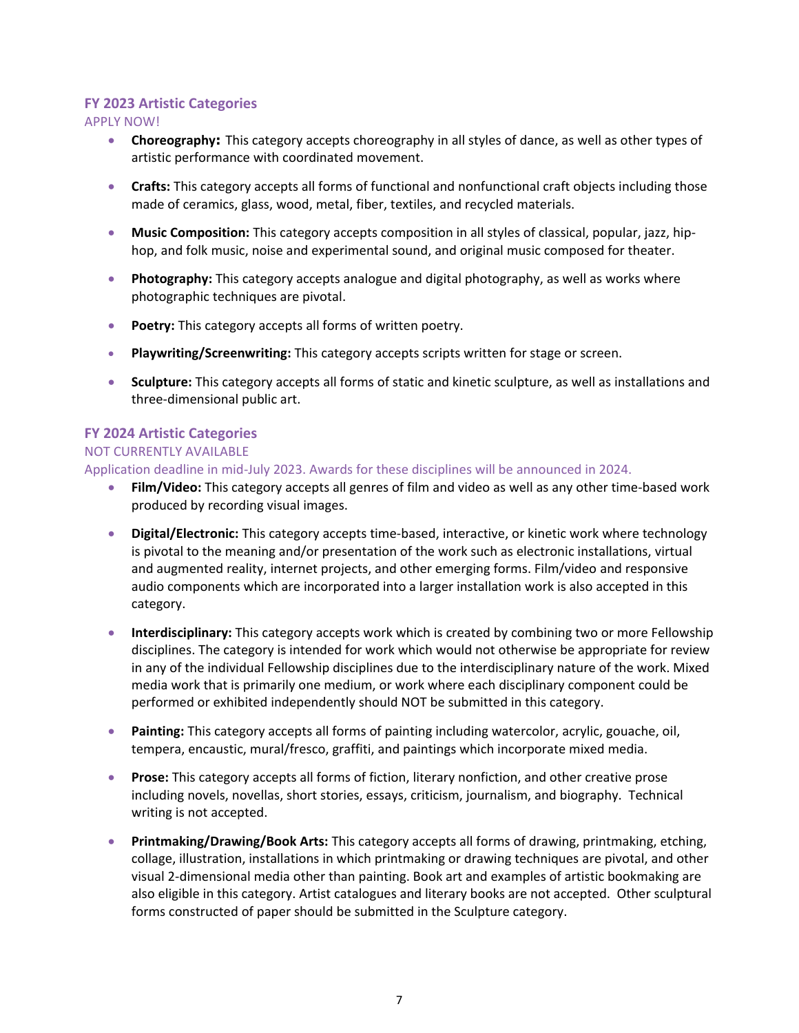### FY 2023 Artistic Categories

APPLY NOW!

- **Choreography:** This category accepts choreography in all styles of dance, as well as other types of artistic performance with coordinated movement.
- **Crafts:** This category accepts all forms of functional and nonfunctional craft objects including those made of ceramics, glass, wood, metal, fiber, textiles, and recycled materials.
- **Music Composition:** This category accepts composition in all styles of classical, popular, jazz, hip-hop, and folk music, noise and experimental sound, and original music composed for theater.
- **Photography:** This category accepts analogue and digital photography, as well as works where photographic techniques are pivotal.
- **Poetry:** This category accepts all forms of written poetry.
- **Playwriting/Screenwriting:** This category accepts scripts written for stage or screen.
- **Sculpture:** This category accepts all forms of static and kinetic sculpture, as well as installations and three-dimensional public art.

### FY 2024 Artistic Categories

NOT CURRENTLY AVAILABLE

Application deadline in mid-July 2023. Awards for these disciplines will be announced in 2024.

- **Film/Video:** This category accepts all genres of film and video as well as any other time-based work produced by recording visual images.
- **Digital/Electronic:** This category accepts time-based, interactive, or kinetic work where technology is pivotal to the meaning and/or presentation of the work such as electronic installations, virtual and augmented reality, internet projects, and other emerging forms. Film/video and responsive audio components which are incorporated into a larger installation work is also accepted in this category.
- **Interdisciplinary:** This category accepts work which is created by combining two or more Fellowship disciplines. The category is intended for work which would not otherwise be appropriate for review in any of the individual Fellowship disciplines due to the interdisciplinary nature of the work. Mixed media work that is primarily one medium, or work where each disciplinary component could be performed or exhibited independently should NOT be submitted in this category.
- **Painting:** This category accepts all forms of painting including watercolor, acrylic, gouache, oil, tempera, encaustic, mural/fresco, graffiti, and paintings which incorporate mixed media.
- **Prose:** This category accepts all forms of fiction, literary nonfiction, and other creative prose including novels, novellas, short stories, essays, criticism, journalism, and biography. Technical writing is not accepted.
- **Printmaking/Drawing/Book Arts:** This category accepts all forms of drawing, printmaking, etching, collage, illustration, installations in which printmaking or drawing techniques are pivotal, and other visual 2-dimensional media other than painting. Book art and examples of artistic bookmaking are also eligible in this category. Artist catalogues and literary books are not accepted. Other sculptural forms constructed of paper should be submitted in the Sculpture category.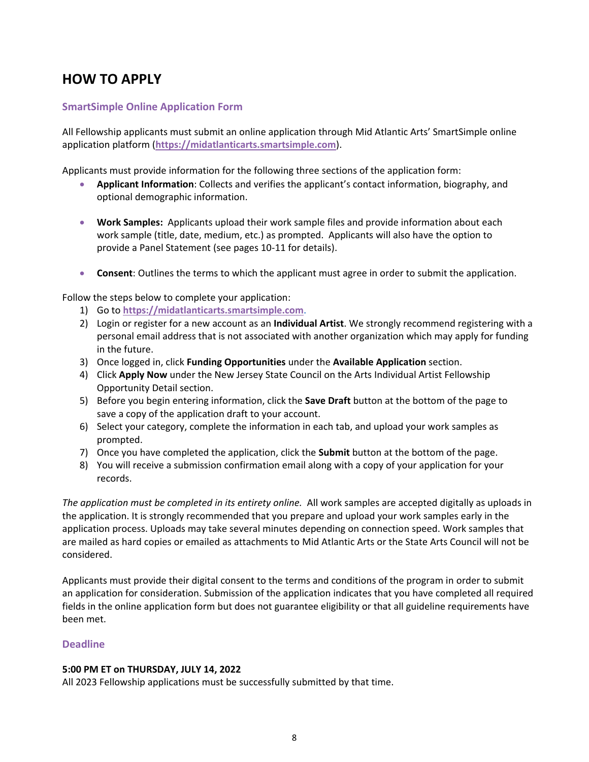# HOW TO APPLY

### SmartSimple Online Application Form

All Fellowship applicants must submit an online application through Mid Atlantic Arts' SmartSimple online application platform (**https://midatlanticarts.smartsimple.com**).

Applicants must provide information for the following three sections of the application form:

- **Applicant Information**: Collects and verifies the applicant's contact information, biography, and optional demographic information.
- **Work Samples:** Applicants upload their work sample files and provide information about each work sample (title, date, medium, etc.) as prompted. Applicants will also have the option to provide a Panel Statement (see pages 10-11 for details).
- **Consent**: Outlines the terms to which the applicant must agree in order to submit the application.

Follow the steps below to complete your application:

1) Go to **https://midatlanticarts.smartsimple.com**.
2) Login or register for a new account as an **Individual Artist**. We strongly recommend registering with a personal email address that is not associated with another organization which may apply for funding in the future.
3) Once logged in, click **Funding Opportunities** under the **Available Application** section.
4) Click **Apply Now** under the New Jersey State Council on the Arts Individual Artist Fellowship Opportunity Detail section.
5) Before you begin entering information, click the **Save Draft** button at the bottom of the page to save a copy of the application draft to your account.
6) Select your category, complete the information in each tab, and upload your work samples as prompted.
7) Once you have completed the application, click the **Submit** button at the bottom of the page.
8) You will receive a submission confirmation email along with a copy of your application for your records.

*The application must be completed in its entirety online.* All work samples are accepted digitally as uploads in the application. It is strongly recommended that you prepare and upload your work samples early in the application process. Uploads may take several minutes depending on connection speed. Work samples that are mailed as hard copies or emailed as attachments to Mid Atlantic Arts or the State Arts Council will not be considered.

Applicants must provide their digital consent to the terms and conditions of the program in order to submit an application for consideration. Submission of the application indicates that you have completed all required fields in the online application form but does not guarantee eligibility or that all guideline requirements have been met.

### Deadline

**5:00 PM ET on THURSDAY, JULY 14, 2022**
All 2023 Fellowship applications must be successfully submitted by that time.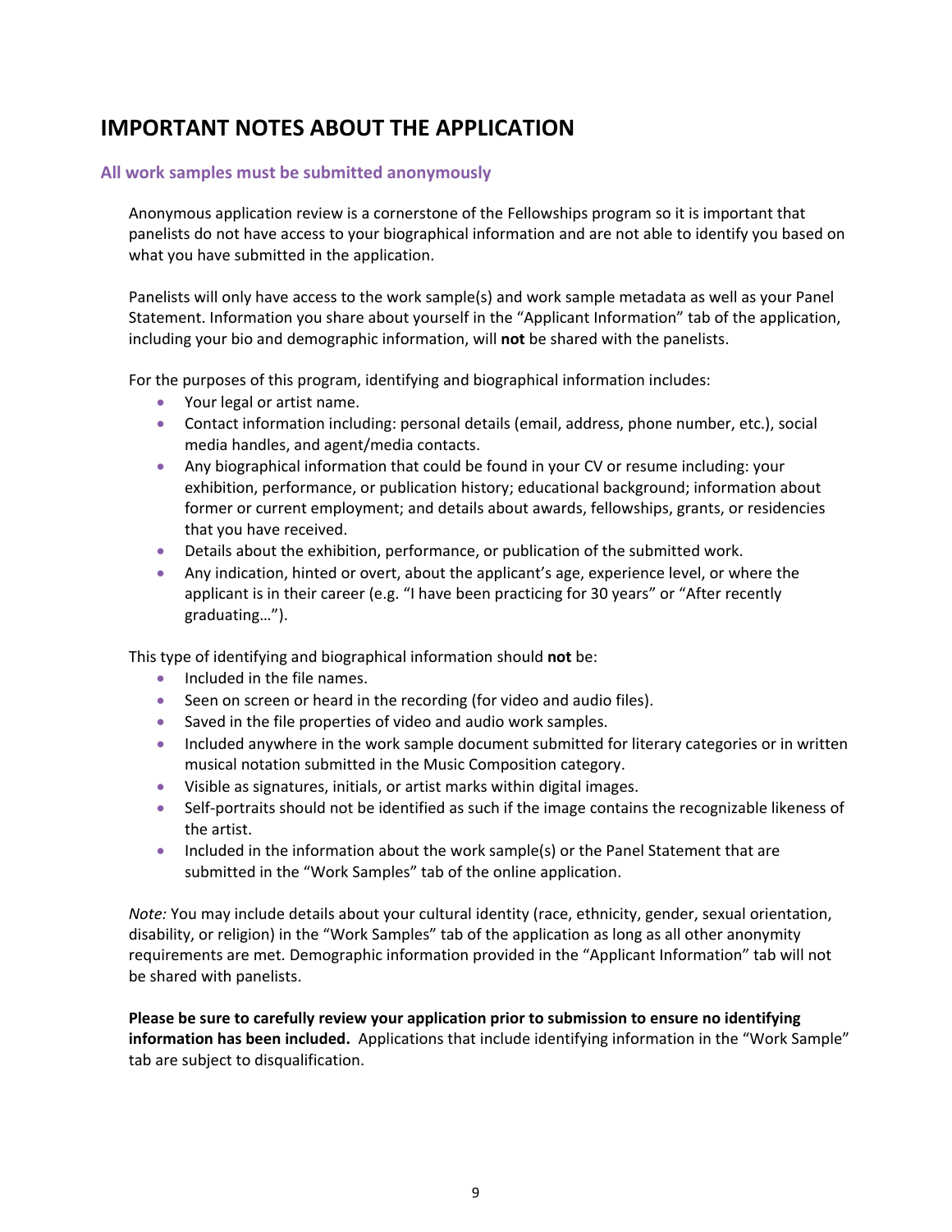# IMPORTANT NOTES ABOUT THE APPLICATION

### All work samples must be submitted anonymously

Anonymous application review is a cornerstone of the Fellowships program so it is important that panelists do not have access to your biographical information and are not able to identify you based on what you have submitted in the application.

Panelists will only have access to the work sample(s) and work sample metadata as well as your Panel Statement. Information you share about yourself in the "Applicant Information" tab of the application, including your bio and demographic information, will **not** be shared with the panelists.

For the purposes of this program, identifying and biographical information includes:

- Your legal or artist name.
- Contact information including: personal details (email, address, phone number, etc.), social media handles, and agent/media contacts.
- Any biographical information that could be found in your CV or resume including: your exhibition, performance, or publication history; educational background; information about former or current employment; and details about awards, fellowships, grants, or residencies that you have received.
- Details about the exhibition, performance, or publication of the submitted work.
- Any indication, hinted or overt, about the applicant's age, experience level, or where the applicant is in their career (e.g. "I have been practicing for 30 years" or "After recently graduating…").

This type of identifying and biographical information should **not** be:

- Included in the file names.
- Seen on screen or heard in the recording (for video and audio files).
- Saved in the file properties of video and audio work samples.
- Included anywhere in the work sample document submitted for literary categories or in written musical notation submitted in the Music Composition category.
- Visible as signatures, initials, or artist marks within digital images.
- Self-portraits should not be identified as such if the image contains the recognizable likeness of the artist.
- Included in the information about the work sample(s) or the Panel Statement that are submitted in the "Work Samples" tab of the online application.

*Note:* You may include details about your cultural identity (race, ethnicity, gender, sexual orientation, disability, or religion) in the "Work Samples" tab of the application as long as all other anonymity requirements are met. Demographic information provided in the "Applicant Information" tab will not be shared with panelists.

**Please be sure to carefully review your application prior to submission to ensure no identifying information has been included.** Applications that include identifying information in the "Work Sample" tab are subject to disqualification.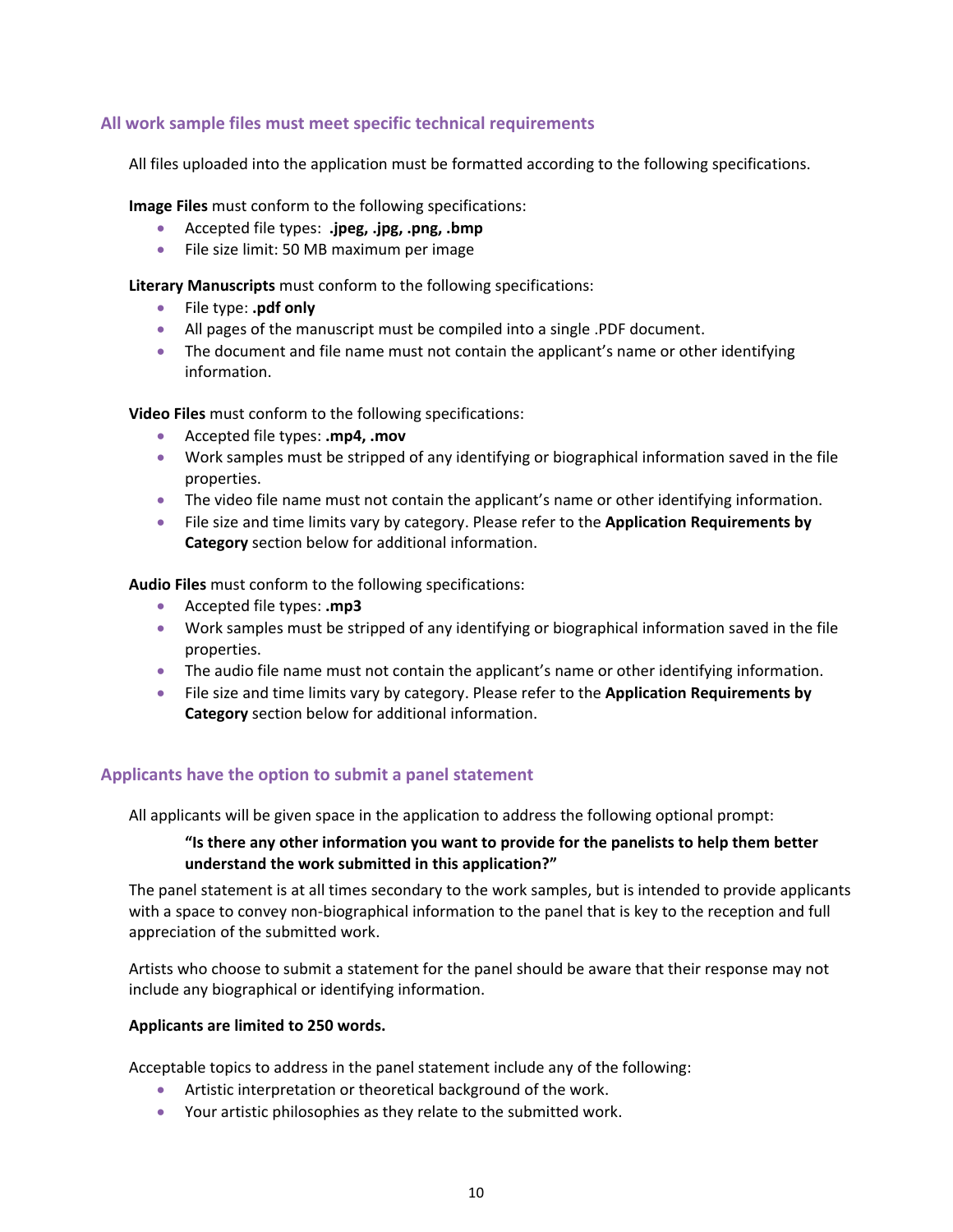## All work sample files must meet specific technical requirements

All files uploaded into the application must be formatted according to the following specifications.

**Image Files** must conform to the following specifications:

- Accepted file types: **.jpeg, .jpg, .png, .bmp**
- File size limit: 50 MB maximum per image

**Literary Manuscripts** must conform to the following specifications:

- File type: **.pdf only**
- All pages of the manuscript must be compiled into a single .PDF document.
- The document and file name must not contain the applicant's name or other identifying information.

**Video Files** must conform to the following specifications:

- Accepted file types: **.mp4, .mov**
- Work samples must be stripped of any identifying or biographical information saved in the file properties.
- The video file name must not contain the applicant's name or other identifying information.
- File size and time limits vary by category. Please refer to the **Application Requirements by Category** section below for additional information.

**Audio Files** must conform to the following specifications:

- Accepted file types: **.mp3**
- Work samples must be stripped of any identifying or biographical information saved in the file properties.
- The audio file name must not contain the applicant's name or other identifying information.
- File size and time limits vary by category. Please refer to the **Application Requirements by Category** section below for additional information.

## Applicants have the option to submit a panel statement

All applicants will be given space in the application to address the following optional prompt:

> **"Is there any other information you want to provide for the panelists to help them better understand the work submitted in this application?"**

The panel statement is at all times secondary to the work samples, but is intended to provide applicants with a space to convey non-biographical information to the panel that is key to the reception and full appreciation of the submitted work.

Artists who choose to submit a statement for the panel should be aware that their response may not include any biographical or identifying information.

**Applicants are limited to 250 words.**

Acceptable topics to address in the panel statement include any of the following:

- Artistic interpretation or theoretical background of the work.
- Your artistic philosophies as they relate to the submitted work.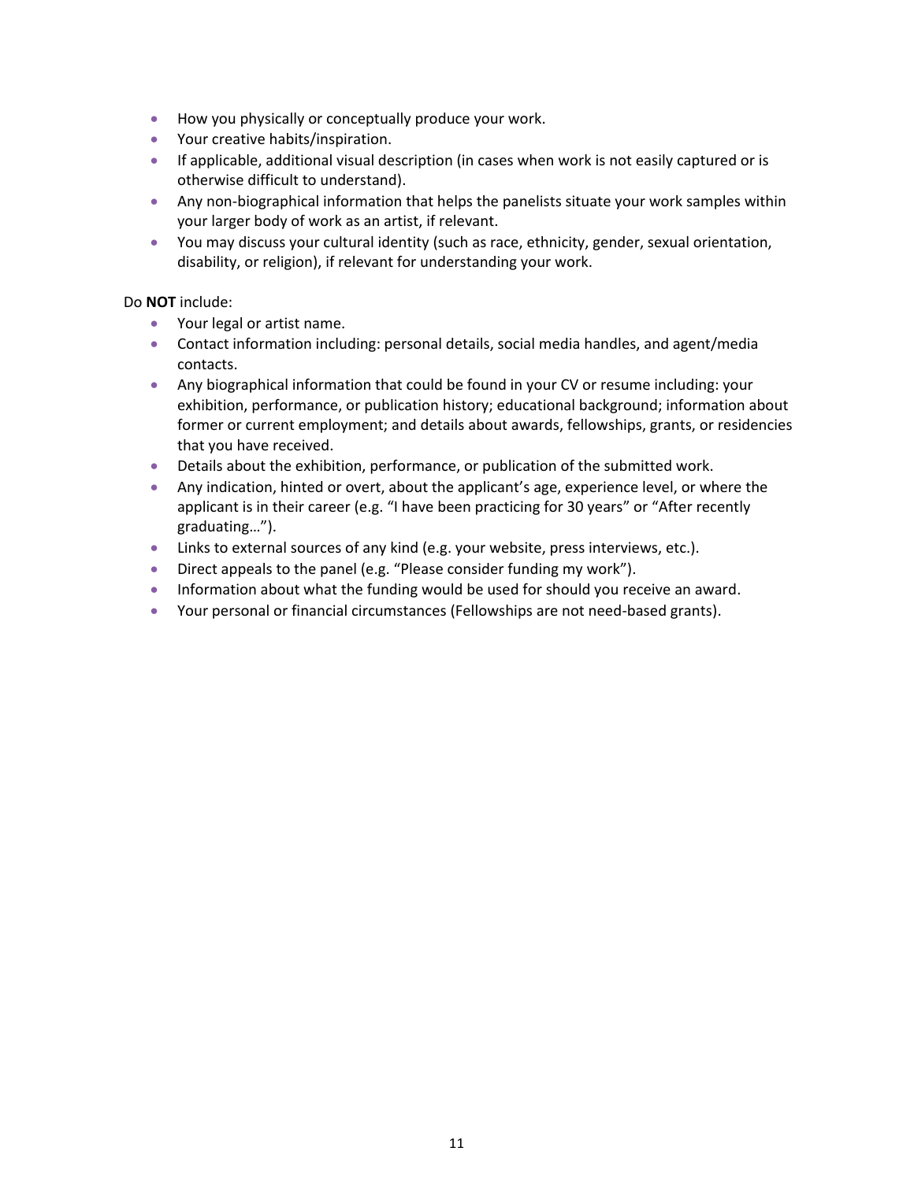- How you physically or conceptually produce your work.
- Your creative habits/inspiration.
- If applicable, additional visual description (in cases when work is not easily captured or is otherwise difficult to understand).
- Any non-biographical information that helps the panelists situate your work samples within your larger body of work as an artist, if relevant.
- You may discuss your cultural identity (such as race, ethnicity, gender, sexual orientation, disability, or religion), if relevant for understanding your work.

Do **NOT** include:

- Your legal or artist name.
- Contact information including: personal details, social media handles, and agent/media contacts.
- Any biographical information that could be found in your CV or resume including: your exhibition, performance, or publication history; educational background; information about former or current employment; and details about awards, fellowships, grants, or residencies that you have received.
- Details about the exhibition, performance, or publication of the submitted work.
- Any indication, hinted or overt, about the applicant's age, experience level, or where the applicant is in their career (e.g. "I have been practicing for 30 years" or "After recently graduating…").
- Links to external sources of any kind (e.g. your website, press interviews, etc.).
- Direct appeals to the panel (e.g. "Please consider funding my work").
- Information about what the funding would be used for should you receive an award.
- Your personal or financial circumstances (Fellowships are not need-based grants).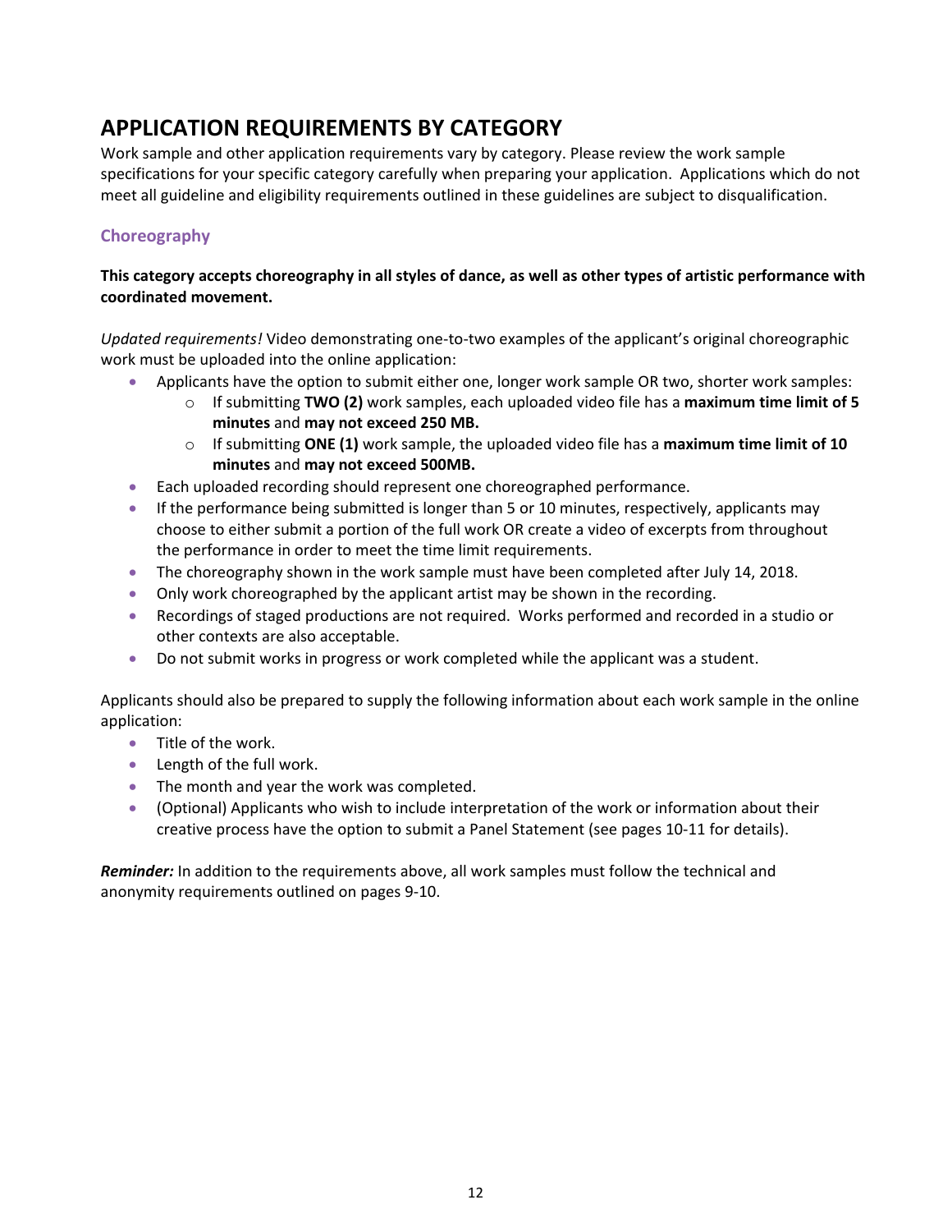# APPLICATION REQUIREMENTS BY CATEGORY

Work sample and other application requirements vary by category. Please review the work sample specifications for your specific category carefully when preparing your application. Applications which do not meet all guideline and eligibility requirements outlined in these guidelines are subject to disqualification.

### Choreography

**This category accepts choreography in all styles of dance, as well as other types of artistic performance with coordinated movement.**

*Updated requirements!* Video demonstrating one-to-two examples of the applicant's original choreographic work must be uploaded into the online application:

- Applicants have the option to submit either one, longer work sample OR two, shorter work samples:
  - If submitting **TWO (2)** work samples, each uploaded video file has a **maximum time limit of 5 minutes** and **may not exceed 250 MB.**
  - If submitting **ONE (1)** work sample, the uploaded video file has a **maximum time limit of 10 minutes** and **may not exceed 500MB.**
- Each uploaded recording should represent one choreographed performance.
- If the performance being submitted is longer than 5 or 10 minutes, respectively, applicants may choose to either submit a portion of the full work OR create a video of excerpts from throughout the performance in order to meet the time limit requirements.
- The choreography shown in the work sample must have been completed after July 14, 2018.
- Only work choreographed by the applicant artist may be shown in the recording.
- Recordings of staged productions are not required. Works performed and recorded in a studio or other contexts are also acceptable.
- Do not submit works in progress or work completed while the applicant was a student.

Applicants should also be prepared to supply the following information about each work sample in the online application:

- Title of the work.
- Length of the full work.
- The month and year the work was completed.
- (Optional) Applicants who wish to include interpretation of the work or information about their creative process have the option to submit a Panel Statement (see pages 10-11 for details).

***Reminder:*** In addition to the requirements above, all work samples must follow the technical and anonymity requirements outlined on pages 9-10.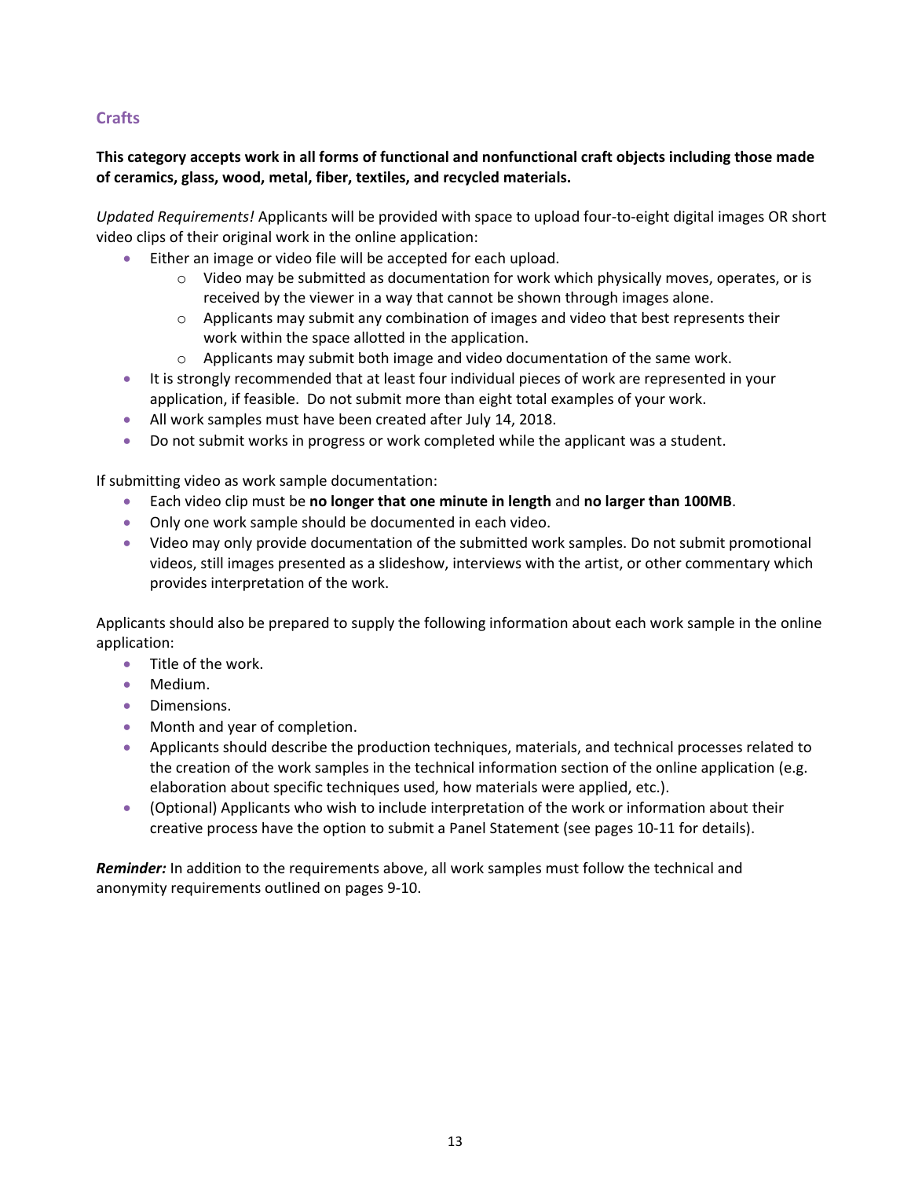## Crafts

**This category accepts work in all forms of functional and nonfunctional craft objects including those made of ceramics, glass, wood, metal, fiber, textiles, and recycled materials.**

*Updated Requirements!* Applicants will be provided with space to upload four-to-eight digital images OR short video clips of their original work in the online application:

- Either an image or video file will be accepted for each upload.
  - Video may be submitted as documentation for work which physically moves, operates, or is received by the viewer in a way that cannot be shown through images alone.
  - Applicants may submit any combination of images and video that best represents their work within the space allotted in the application.
  - Applicants may submit both image and video documentation of the same work.
- It is strongly recommended that at least four individual pieces of work are represented in your application, if feasible. Do not submit more than eight total examples of your work.
- All work samples must have been created after July 14, 2018.
- Do not submit works in progress or work completed while the applicant was a student.

If submitting video as work sample documentation:

- Each video clip must be **no longer that one minute in length** and **no larger than 100MB**.
- Only one work sample should be documented in each video.
- Video may only provide documentation of the submitted work samples. Do not submit promotional videos, still images presented as a slideshow, interviews with the artist, or other commentary which provides interpretation of the work.

Applicants should also be prepared to supply the following information about each work sample in the online application:

- Title of the work.
- Medium.
- Dimensions.
- Month and year of completion.
- Applicants should describe the production techniques, materials, and technical processes related to the creation of the work samples in the technical information section of the online application (e.g. elaboration about specific techniques used, how materials were applied, etc.).
- (Optional) Applicants who wish to include interpretation of the work or information about their creative process have the option to submit a Panel Statement (see pages 10-11 for details).

***Reminder:*** In addition to the requirements above, all work samples must follow the technical and anonymity requirements outlined on pages 9-10.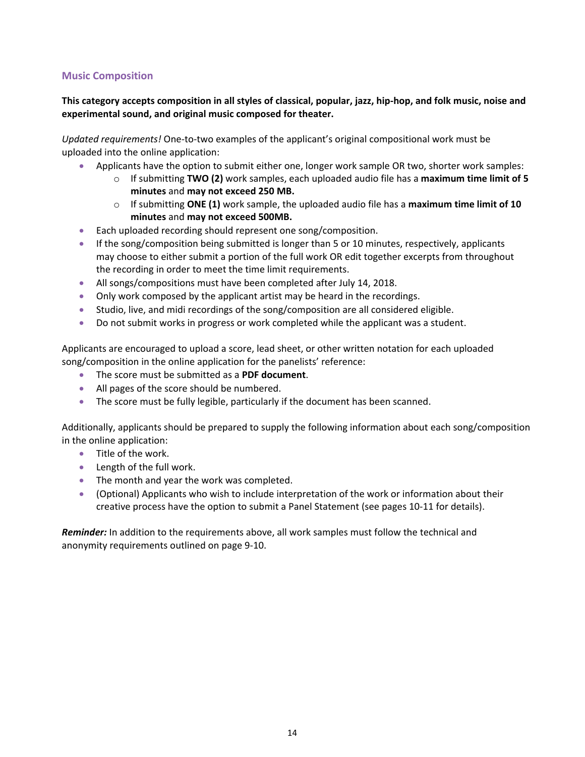## Music Composition

**This category accepts composition in all styles of classical, popular, jazz, hip-hop, and folk music, noise and experimental sound, and original music composed for theater.**

*Updated requirements!* One-to-two examples of the applicant's original compositional work must be uploaded into the online application:

- Applicants have the option to submit either one, longer work sample OR two, shorter work samples:
  - If submitting **TWO (2)** work samples, each uploaded audio file has a **maximum time limit of 5 minutes** and **may not exceed 250 MB.**
  - If submitting **ONE (1)** work sample, the uploaded audio file has a **maximum time limit of 10 minutes** and **may not exceed 500MB.**
- Each uploaded recording should represent one song/composition.
- If the song/composition being submitted is longer than 5 or 10 minutes, respectively, applicants may choose to either submit a portion of the full work OR edit together excerpts from throughout the recording in order to meet the time limit requirements.
- All songs/compositions must have been completed after July 14, 2018.
- Only work composed by the applicant artist may be heard in the recordings.
- Studio, live, and midi recordings of the song/composition are all considered eligible.
- Do not submit works in progress or work completed while the applicant was a student.

Applicants are encouraged to upload a score, lead sheet, or other written notation for each uploaded song/composition in the online application for the panelists' reference:

- The score must be submitted as a **PDF document**.
- All pages of the score should be numbered.
- The score must be fully legible, particularly if the document has been scanned.

Additionally, applicants should be prepared to supply the following information about each song/composition in the online application:

- Title of the work.
- Length of the full work.
- The month and year the work was completed.
- (Optional) Applicants who wish to include interpretation of the work or information about their creative process have the option to submit a Panel Statement (see pages 10-11 for details).

***Reminder:*** In addition to the requirements above, all work samples must follow the technical and anonymity requirements outlined on page 9-10.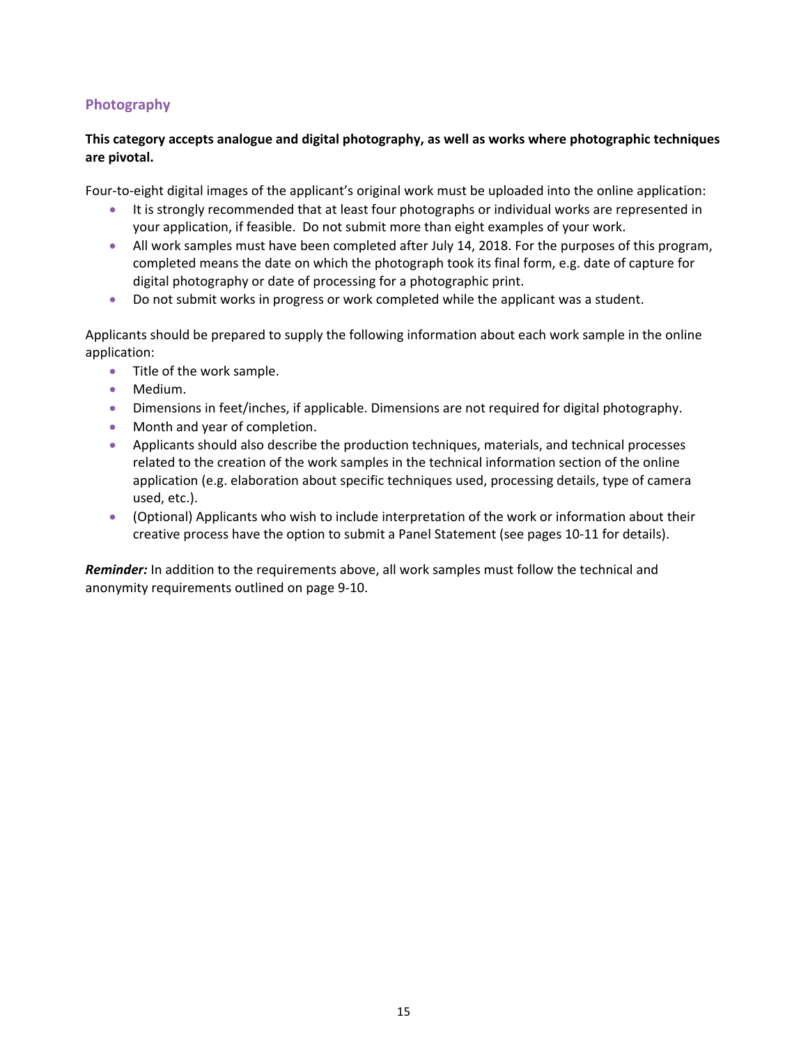### Photography

**This category accepts analogue and digital photography, as well as works where photographic techniques are pivotal.**

Four-to-eight digital images of the applicant's original work must be uploaded into the online application:

- It is strongly recommended that at least four photographs or individual works are represented in your application, if feasible. Do not submit more than eight examples of your work.
- All work samples must have been completed after July 14, 2018. For the purposes of this program, completed means the date on which the photograph took its final form, e.g. date of capture for digital photography or date of processing for a photographic print.
- Do not submit works in progress or work completed while the applicant was a student.

Applicants should be prepared to supply the following information about each work sample in the online application:

- Title of the work sample.
- Medium.
- Dimensions in feet/inches, if applicable. Dimensions are not required for digital photography.
- Month and year of completion.
- Applicants should also describe the production techniques, materials, and technical processes related to the creation of the work samples in the technical information section of the online application (e.g. elaboration about specific techniques used, processing details, type of camera used, etc.).
- (Optional) Applicants who wish to include interpretation of the work or information about their creative process have the option to submit a Panel Statement (see pages 10-11 for details).

***Reminder:*** In addition to the requirements above, all work samples must follow the technical and anonymity requirements outlined on page 9-10.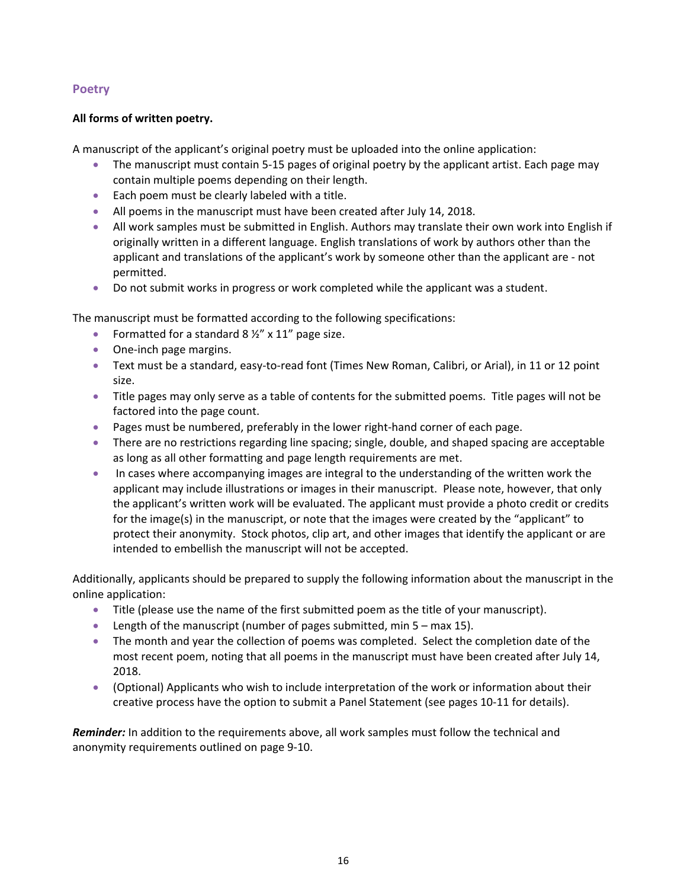## Poetry

**All forms of written poetry.**

A manuscript of the applicant's original poetry must be uploaded into the online application:

- The manuscript must contain 5-15 pages of original poetry by the applicant artist. Each page may contain multiple poems depending on their length.
- Each poem must be clearly labeled with a title.
- All poems in the manuscript must have been created after July 14, 2018.
- All work samples must be submitted in English. Authors may translate their own work into English if originally written in a different language. English translations of work by authors other than the applicant and translations of the applicant's work by someone other than the applicant are - not permitted.
- Do not submit works in progress or work completed while the applicant was a student.

The manuscript must be formatted according to the following specifications:

- Formatted for a standard 8 ½" x 11" page size.
- One-inch page margins.
- Text must be a standard, easy-to-read font (Times New Roman, Calibri, or Arial), in 11 or 12 point size.
- Title pages may only serve as a table of contents for the submitted poems. Title pages will not be factored into the page count.
- Pages must be numbered, preferably in the lower right-hand corner of each page.
- There are no restrictions regarding line spacing; single, double, and shaped spacing are acceptable as long as all other formatting and page length requirements are met.
- In cases where accompanying images are integral to the understanding of the written work the applicant may include illustrations or images in their manuscript. Please note, however, that only the applicant's written work will be evaluated. The applicant must provide a photo credit or credits for the image(s) in the manuscript, or note that the images were created by the "applicant" to protect their anonymity. Stock photos, clip art, and other images that identify the applicant or are intended to embellish the manuscript will not be accepted.

Additionally, applicants should be prepared to supply the following information about the manuscript in the online application:

- Title (please use the name of the first submitted poem as the title of your manuscript).
- Length of the manuscript (number of pages submitted, min 5 – max 15).
- The month and year the collection of poems was completed. Select the completion date of the most recent poem, noting that all poems in the manuscript must have been created after July 14, 2018.
- (Optional) Applicants who wish to include interpretation of the work or information about their creative process have the option to submit a Panel Statement (see pages 10-11 for details).

***Reminder:*** In addition to the requirements above, all work samples must follow the technical and anonymity requirements outlined on page 9-10.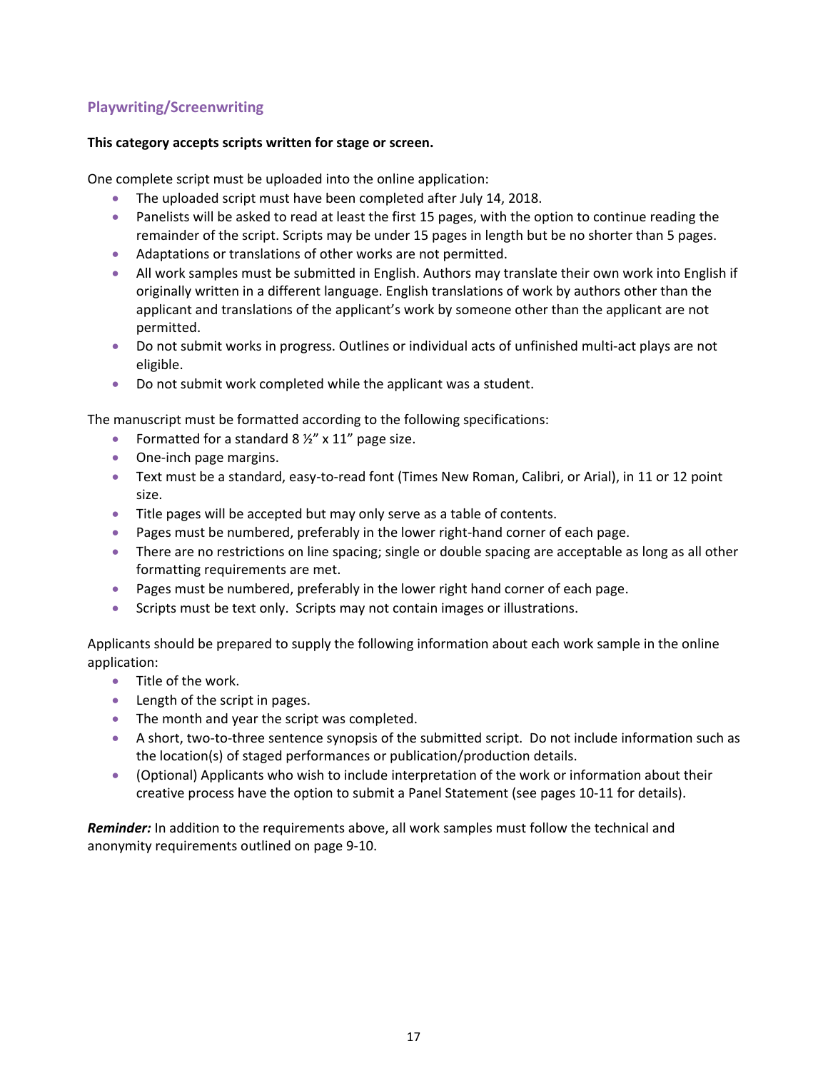## Playwriting/Screenwriting

**This category accepts scripts written for stage or screen.**

One complete script must be uploaded into the online application:

- The uploaded script must have been completed after July 14, 2018.
- Panelists will be asked to read at least the first 15 pages, with the option to continue reading the remainder of the script. Scripts may be under 15 pages in length but be no shorter than 5 pages.
- Adaptations or translations of other works are not permitted.
- All work samples must be submitted in English. Authors may translate their own work into English if originally written in a different language. English translations of work by authors other than the applicant and translations of the applicant's work by someone other than the applicant are not permitted.
- Do not submit works in progress. Outlines or individual acts of unfinished multi-act plays are not eligible.
- Do not submit work completed while the applicant was a student.

The manuscript must be formatted according to the following specifications:

- Formatted for a standard 8 ½" x 11" page size.
- One-inch page margins.
- Text must be a standard, easy-to-read font (Times New Roman, Calibri, or Arial), in 11 or 12 point size.
- Title pages will be accepted but may only serve as a table of contents.
- Pages must be numbered, preferably in the lower right-hand corner of each page.
- There are no restrictions on line spacing; single or double spacing are acceptable as long as all other formatting requirements are met.
- Pages must be numbered, preferably in the lower right hand corner of each page.
- Scripts must be text only. Scripts may not contain images or illustrations.

Applicants should be prepared to supply the following information about each work sample in the online application:

- Title of the work.
- Length of the script in pages.
- The month and year the script was completed.
- A short, two-to-three sentence synopsis of the submitted script. Do not include information such as the location(s) of staged performances or publication/production details.
- (Optional) Applicants who wish to include interpretation of the work or information about their creative process have the option to submit a Panel Statement (see pages 10-11 for details).

***Reminder:*** In addition to the requirements above, all work samples must follow the technical and anonymity requirements outlined on page 9-10.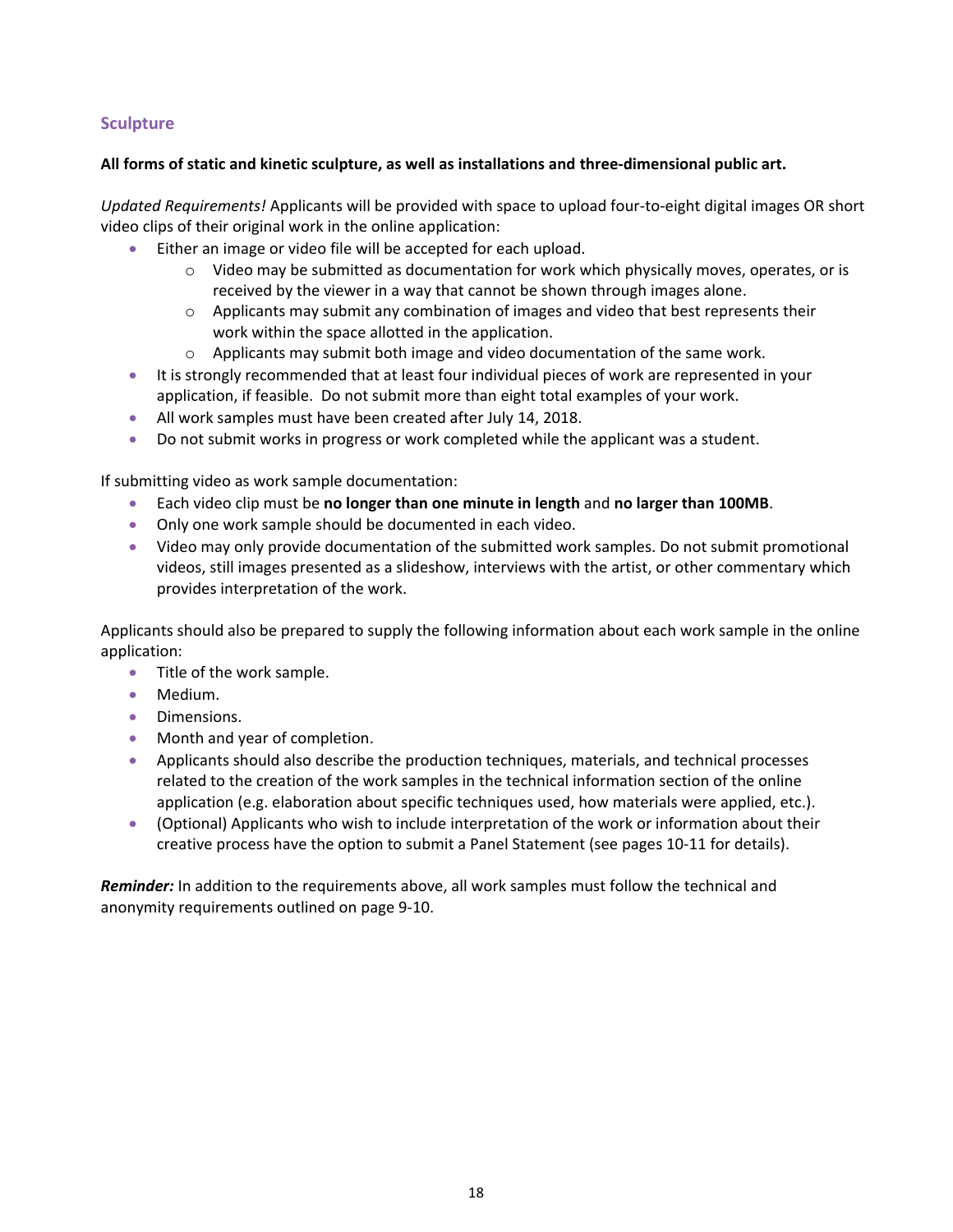## Sculpture

**All forms of static and kinetic sculpture, as well as installations and three-dimensional public art.**

*Updated Requirements!* Applicants will be provided with space to upload four-to-eight digital images OR short video clips of their original work in the online application:

- Either an image or video file will be accepted for each upload.
    - Video may be submitted as documentation for work which physically moves, operates, or is received by the viewer in a way that cannot be shown through images alone.
    - Applicants may submit any combination of images and video that best represents their work within the space allotted in the application.
    - Applicants may submit both image and video documentation of the same work.
- It is strongly recommended that at least four individual pieces of work are represented in your application, if feasible. Do not submit more than eight total examples of your work.
- All work samples must have been created after July 14, 2018.
- Do not submit works in progress or work completed while the applicant was a student.

If submitting video as work sample documentation:

- Each video clip must be **no longer than one minute in length** and **no larger than 100MB**.
- Only one work sample should be documented in each video.
- Video may only provide documentation of the submitted work samples. Do not submit promotional videos, still images presented as a slideshow, interviews with the artist, or other commentary which provides interpretation of the work.

Applicants should also be prepared to supply the following information about each work sample in the online application:

- Title of the work sample.
- Medium.
- Dimensions.
- Month and year of completion.
- Applicants should also describe the production techniques, materials, and technical processes related to the creation of the work samples in the technical information section of the online application (e.g. elaboration about specific techniques used, how materials were applied, etc.).
- (Optional) Applicants who wish to include interpretation of the work or information about their creative process have the option to submit a Panel Statement (see pages 10-11 for details).

***Reminder:*** In addition to the requirements above, all work samples must follow the technical and anonymity requirements outlined on page 9-10.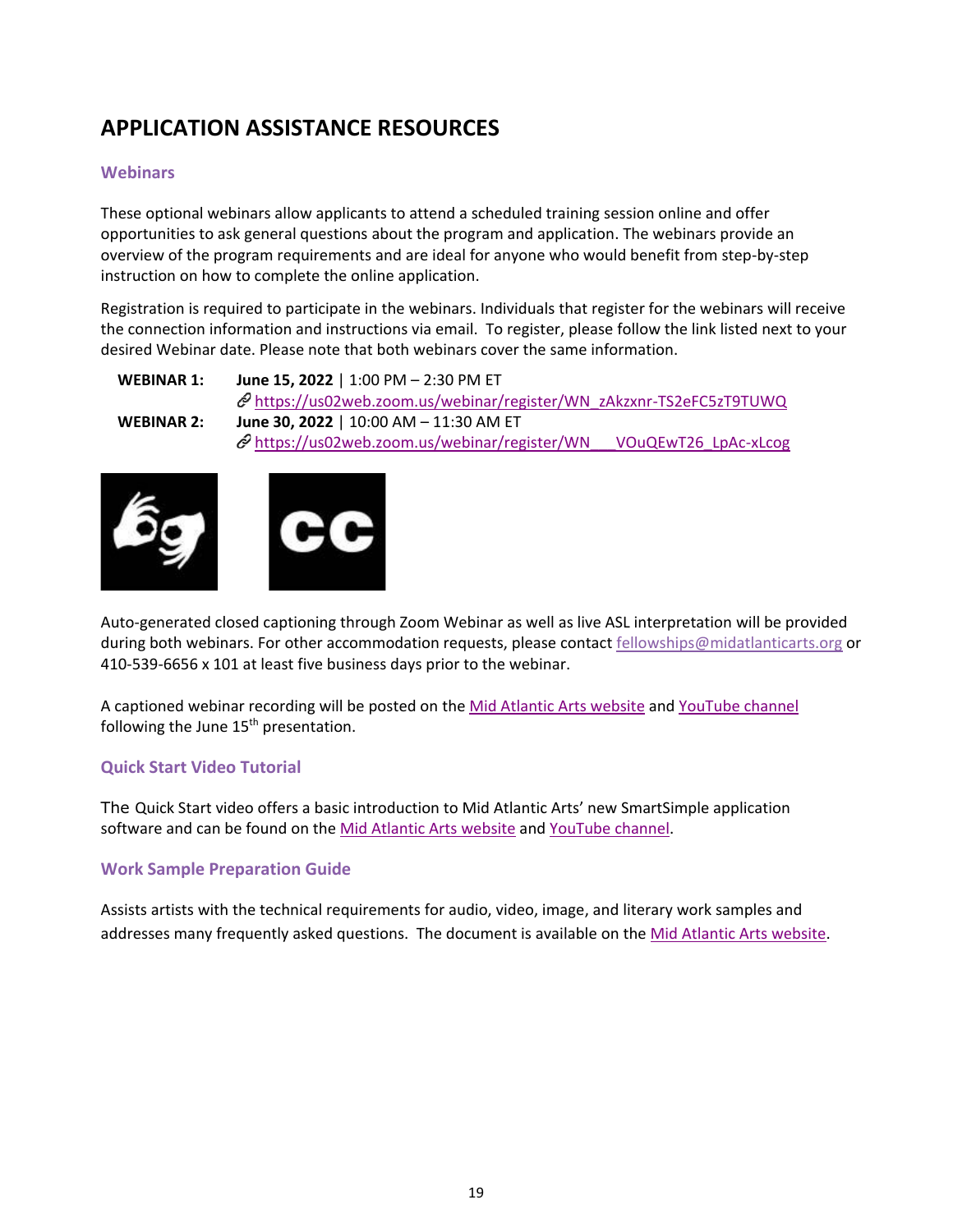# APPLICATION ASSISTANCE RESOURCES

## Webinars

These optional webinars allow applicants to attend a scheduled training session online and offer opportunities to ask general questions about the program and application. The webinars provide an overview of the program requirements and are ideal for anyone who would benefit from step-by-step instruction on how to complete the online application.

Registration is required to participate in the webinars. Individuals that register for the webinars will receive the connection information and instructions via email. To register, please follow the link listed next to your desired Webinar date. Please note that both webinars cover the same information.

**WEBINAR 1:** **June 15, 2022** | 1:00 PM – 2:30 PM ET
🔗 https://us02web.zoom.us/webinar/register/WN_zAkzxnr-TS2eFC5zT9TUWQ

**WEBINAR 2:** **June 30, 2022** | 10:00 AM – 11:30 AM ET
🔗 https://us02web.zoom.us/webinar/register/WN___VOuQEwT26_LpAc-xLcog

Auto-generated closed captioning through Zoom Webinar as well as live ASL interpretation will be provided during both webinars. For other accommodation requests, please contact fellowships@midatlanticarts.org or 410-539-6656 x 101 at least five business days prior to the webinar.

A captioned webinar recording will be posted on the Mid Atlantic Arts website and YouTube channel following the June 15th presentation.

## Quick Start Video Tutorial

The Quick Start video offers a basic introduction to Mid Atlantic Arts' new SmartSimple application software and can be found on the Mid Atlantic Arts website and YouTube channel.

## Work Sample Preparation Guide

Assists artists with the technical requirements for audio, video, image, and literary work samples and addresses many frequently asked questions. The document is available on the Mid Atlantic Arts website.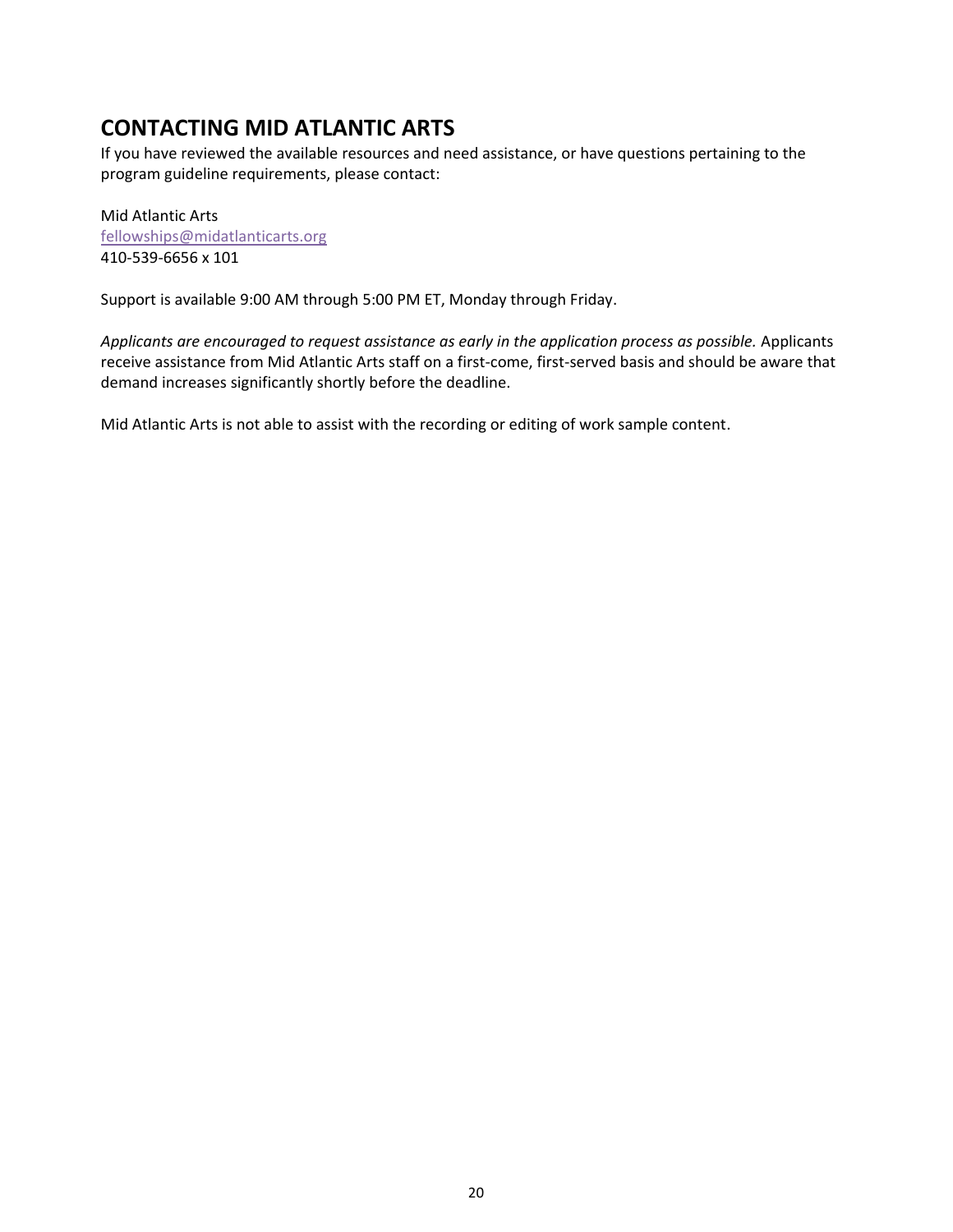## CONTACTING MID ATLANTIC ARTS

If you have reviewed the available resources and need assistance, or have questions pertaining to the program guideline requirements, please contact:

Mid Atlantic Arts
fellowships@midatlanticarts.org
410-539-6656 x 101

Support is available 9:00 AM through 5:00 PM ET, Monday through Friday.

*Applicants are encouraged to request assistance as early in the application process as possible.* Applicants receive assistance from Mid Atlantic Arts staff on a first-come, first-served basis and should be aware that demand increases significantly shortly before the deadline.

Mid Atlantic Arts is not able to assist with the recording or editing of work sample content.